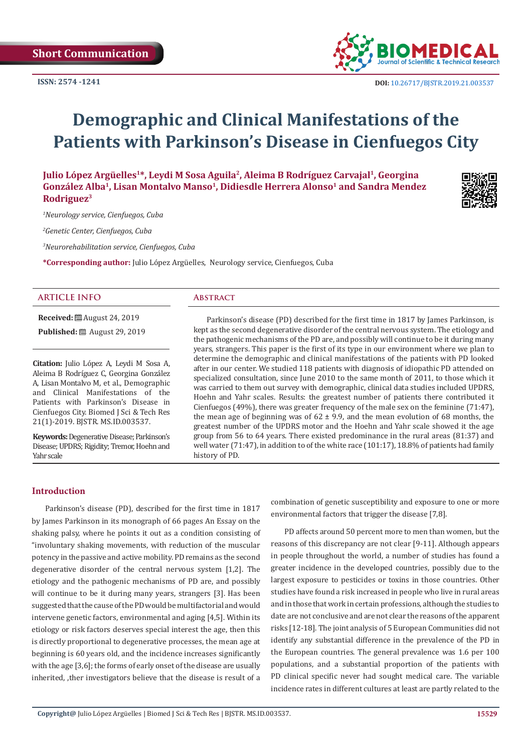Short Communication

ISSN: 2574 -1241

DOI: 10.26717/BJSTR.2019.21.003537

# Demographic and Clinical Manifestations of the Patients with Parkinson's Disease in Cienfuegos City

**Julio López Argüelles[1]*, Leydi M Sosa Aguila[2], Aleima B Rodríguez Carvajal[1], Georgina González Alba[1], Lisan Montalvo Manso[1], Didiesdle Herrera Alonso[1] and Sandra Mendez Rodriguez[3]**

[1]*Neurology service, Cienfuegos, Cuba*

[2]*Genetic Center, Cienfuegos, Cuba*

[3]*Neurorehabilitation service, Cienfuegos, Cuba*

**\*Corresponding author:** Julio López Argüelles, Neurology service, Cienfuegos, Cuba

## ARTICLE INFO

**Received:** August 24, 2019

**Published:** August 29, 2019

**Citation:** Julio López A, Leydi M Sosa A, Aleima B Rodríguez C, Georgina González A, Lisan Montalvo M, et al., Demographic and Clinical Manifestations of the Patients with Parkinson's Disease in Cienfuegos City. Biomed J Sci & Tech Res 21(1)-2019. BJSTR. MS.ID.003537.

**Keywords:** Degenerative Disease; Parkinson's Disease; UPDRS; Rigidity; Tremor; Hoehn and Yahr scale

## Abstract

Parkinson's disease (PD) described for the first time in 1817 by James Parkinson, is kept as the second degenerative disorder of the central nervous system. The etiology and the pathogenic mechanisms of the PD are, and possibly will continue to be it during many years, strangers. This paper is the first of its type in our environment where we plan to determine the demographic and clinical manifestations of the patients with PD looked after in our center. We studied 118 patients with diagnosis of idiopathic PD attended on specialized consultation, since June 2010 to the same month of 2011, to those which it was carried to them out survey with demographic, clinical data studies included UPDRS, Hoehn and Yahr scales. Results: the greatest number of patients there contributed it Cienfuegos (49%), there was greater frequency of the male sex on the feminine (71:47), the mean age of beginning was of 62 ± 9.9, and the mean evolution of 68 months, the greatest number of the UPDRS motor and the Hoehn and Yahr scale showed it the age group from 56 to 64 years. There existed predominance in the rural areas (81:37) and well water (71:47), in addition to of the white race (101:17), 18.8% of patients had family history of PD.

## Introduction

Parkinson's disease (PD), described for the first time in 1817 by James Parkinson in its monograph of 66 pages An Essay on the shaking palsy, where he points it out as a condition consisting of "involuntary shaking movements, with reduction of the muscular potency in the passive and active mobility. PD remains as the second degenerative disorder of the central nervous system [1,2]. The etiology and the pathogenic mechanisms of PD are, and possibly will continue to be it during many years, strangers [3]. Has been suggested that the cause of the PD would be multifactorial and would intervene genetic factors, environmental and aging [4,5]. Within its etiology or risk factors deserves special interest the age, then this is directly proportional to degenerative processes, the mean age at beginning is 60 years old, and the incidence increases significantly with the age [3,6]; the forms of early onset of the disease are usually inherited, ,ther investigators believe that the disease is result of a combination of genetic susceptibility and exposure to one or more environmental factors that trigger the disease [7,8].

PD affects around 50 percent more to men than women, but the reasons of this discrepancy are not clear [9-11]. Although appears in people throughout the world, a number of studies has found a greater incidence in the developed countries, possibly due to the largest exposure to pesticides or toxins in those countries. Other studies have found a risk increased in people who live in rural areas and in those that work in certain professions, although the studies to date are not conclusive and are not clear the reasons of the apparent risks [12-18]. The joint analysis of 5 European Communities did not identify any substantial difference in the prevalence of the PD in the European countries. The general prevalence was 1.6 per 100 populations, and a substantial proportion of the patients with PD clinical specific never had sought medical care. The variable incidence rates in different cultures at least are partly related to the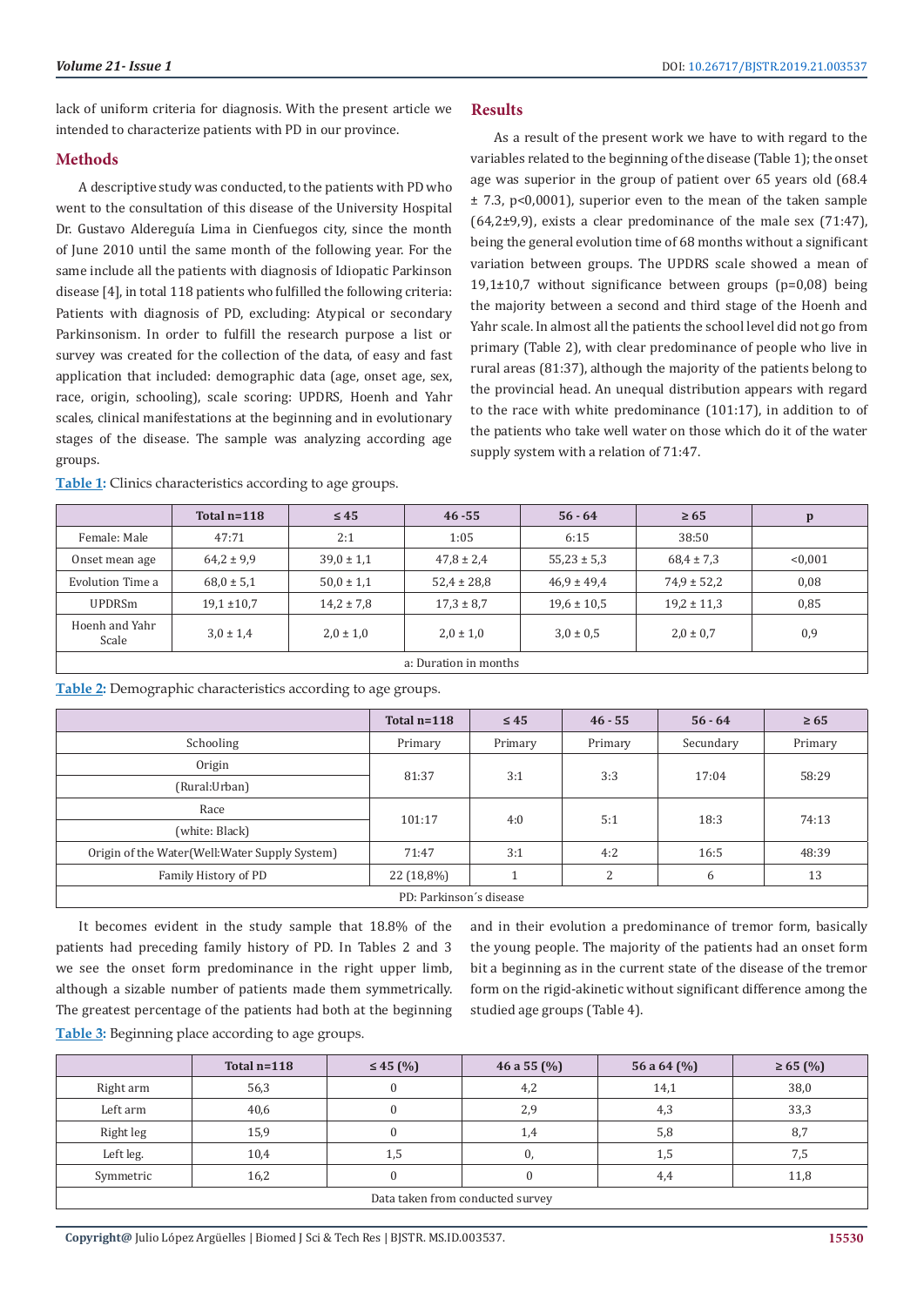lack of uniform criteria for diagnosis. With the present article we intended to characterize patients with PD in our province.

## Methods

A descriptive study was conducted, to the patients with PD who went to the consultation of this disease of the University Hospital Dr. Gustavo Aldereguía Lima in Cienfuegos city, since the month of June 2010 until the same month of the following year. For the same include all the patients with diagnosis of Idiopatic Parkinson disease [4], in total 118 patients who fulfilled the following criteria: Patients with diagnosis of PD, excluding: Atypical or secondary Parkinsonism. In order to fulfill the research purpose a list or survey was created for the collection of the data, of easy and fast application that included: demographic data (age, onset age, sex, race, origin, schooling), scale scoring: UPDRS, Hoenh and Yahr scales, clinical manifestations at the beginning and in evolutionary stages of the disease. The sample was analyzing according age groups.

## Results

As a result of the present work we have to with regard to the variables related to the beginning of the disease (Table 1); the onset age was superior in the group of patient over 65 years old (68.4 ± 7.3, p<0,0001), superior even to the mean of the taken sample (64,2±9,9), exists a clear predominance of the male sex (71:47), being the general evolution time of 68 months without a significant variation between groups. The UPDRS scale showed a mean of 19,1±10,7 without significance between groups (p=0,08) being the majority between a second and third stage of the Hoenh and Yahr scale. In almost all the patients the school level did not go from primary (Table 2), with clear predominance of people who live in rural areas (81:37), although the majority of the patients belong to the provincial head. An unequal distribution appears with regard to the race with white predominance (101:17), in addition to of the patients who take well water on those which do it of the water supply system with a relation of 71:47.

Table 1: Clinics characteristics according to age groups.

| | Total n=118 | ≤ 45 | 46 -55 | 56 - 64 | ≥ 65 | p |
|---|---|---|---|---|---|---|
| Female: Male | 47:71 | 2:1 | 1:05 | 6:15 | 38:50 | |
| Onset mean age | 64,2 ± 9,9 | 39,0 ± 1,1 | 47,8 ± 2,4 | 55,23 ± 5,3 | 68,4 ± 7,3 | <0,001 |
| Evolution Time a | 68,0 ± 5,1 | 50,0 ± 1,1 | 52,4 ± 28,8 | 46,9 ± 49,4 | 74,9 ± 52,2 | 0,08 |
| UPDRSm | 19,1 ±10,7 | 14,2 ± 7,8 | 17,3 ± 8,7 | 19,6 ± 10,5 | 19,2 ± 11,3 | 0,85 |
| Hoenh and Yahr Scale | 3,0 ± 1,4 | 2,0 ± 1,0 | 2,0 ± 1,0 | 3,0 ± 0,5 | 2,0 ± 0,7 | 0,9 |

a: Duration in months

Table 2: Demographic characteristics according to age groups.

| | Total n=118 | ≤ 45 | 46 - 55 | 56 - 64 | ≥ 65 |
|---|---|---|---|---|---|
| Schooling | Primary | Primary | Primary | Secundary | Primary |
| Origin (Rural:Urban) | 81:37 | 3:1 | 3:3 | 17:04 | 58:29 |
| Race (white: Black) | 101:17 | 4:0 | 5:1 | 18:3 | 74:13 |
| Origin of the Water(Well:Water Supply System) | 71:47 | 3:1 | 4:2 | 16:5 | 48:39 |
| Family History of PD | 22 (18,8%) | 1 | 2 | 6 | 13 |

PD: Parkinson´s disease

It becomes evident in the study sample that 18.8% of the patients had preceding family history of PD. In Tables 2 and 3 we see the onset form predominance in the right upper limb, although a sizable number of patients made them symmetrically. The greatest percentage of the patients had both at the beginning and in their evolution a predominance of tremor form, basically the young people. The majority of the patients had an onset form bit a beginning as in the current state of the disease of the tremor form on the rigid-akinetic without significant difference among the studied age groups (Table 4).

Table 3: Beginning place according to age groups.

| | Total n=118 | ≤ 45 (%) | 46 a 55 (%) | 56 a 64 (%) | ≥ 65 (%) |
|---|---|---|---|---|---|
| Right arm | 56,3 | 0 | 4,2 | 14,1 | 38,0 |
| Left arm | 40,6 | 0 | 2,9 | 4,3 | 33,3 |
| Right leg | 15,9 | 0 | 1,4 | 5,8 | 8,7 |
| Left leg. | 10,4 | 1,5 | 0, | 1,5 | 7,5 |
| Symmetric | 16,2 | 0 | 0 | 4,4 | 11,8 |

Data taken from conducted survey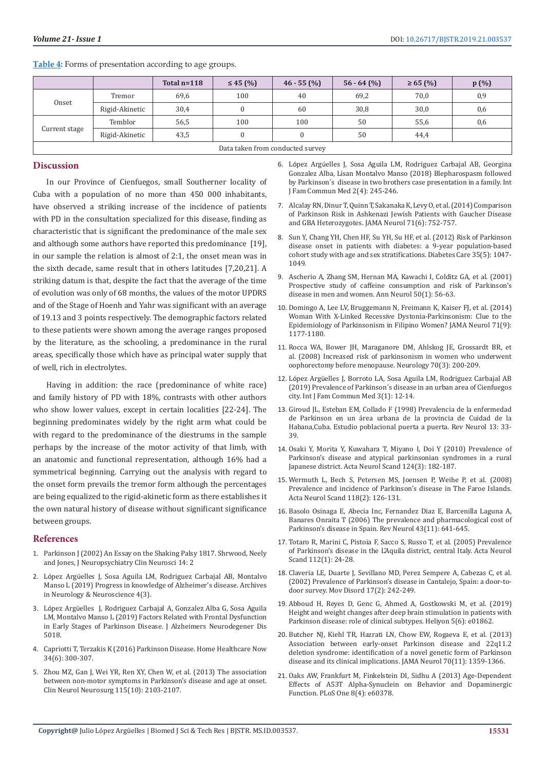**Table 4:** Forms of presentation according to age groups.

| | | Total n=118 | ≤ 45 (%) | 46 - 55 (%) | 56 - 64 (%) | ≥ 65 (%) | p (%) |
|---|---|---|---|---|---|---|---|
| Onset | Tremor | 69,6 | 100 | 40 | 69,2 | 70,0 | 0,9 |
| | Rigid-Akinetic | 30,4 | 0 | 60 | 30,8 | 30,0 | 0,6 |
| Current stage | Temblor | 56,5 | 100 | 100 | 50 | 55,6 | 0,6 |
| | Rigid-Akinetic | 43,5 | 0 | 0 | 50 | 44,4 | |

Data taken from conducted survey

## Discussion

In our Province of Cienfuegos, small Southerner locality of Cuba with a population of no more than 450 000 inhabitants, have observed a striking increase of the incidence of patients with PD in the consultation specialized for this disease, finding as characteristic that is significant the predominance of the male sex and although some authors have reported this predominance [19], in our sample the relation is almost of 2:1, the onset mean was in the sixth decade, same result that in others latitudes [7,20,21]. A striking datum is that, despite the fact that the average of the time of evolution was only of 68 months, the values of the motor UPDRS and of the Stage of Hoenh and Yahr was significant with an average of 19.13 and 3 points respectively. The demographic factors related to these patients were shown among the average ranges proposed by the literature, as the schooling, a predominance in the rural areas, specifically those which have as principal water supply that of well, rich in electrolytes.

Having in addition: the race (predominance of white race) and family history of PD with 18%, contrasts with other authors who show lower values, except in certain localities [22-24]. The beginning predominates widely by the right arm what could be with regard to the predominance of the diestrums in the sample perhaps by the increase of the motor activity of that limb, with an anatomic and functional representation, although 16% had a symmetrical beginning. Carrying out the analysis with regard to the onset form prevails the tremor form although the percentages are being equalized to the rigid-akinetic form as there establishes it the own natural history of disease without significant significance between groups.

## References

1. Parkinson J (2002) An Essay on the Shaking Palsy 1817. Shrwood, Neely and Jones, J Neuropsychiatry Clin Neurosci 14: 2
2. López Argüelles J, Sosa Aguila LM, Rodriguez Carbajal AB, Montalvo Manso L (2019) Progress in knowledge of Alzheimer's disease. Archives in Neurology & Neuroscience 4(3).
3. López Argüelles J, Rodriguez Carbajal A, Gonzalez Alba G, Sosa Aguila LM, Montalvo Manso L (2019) Factors Related with Frontal Dysfunction in Early Stages of Parkinson Disease. J Alzheimers Neurodegener Dis 5018.
4. Capriotti T, Terzakis K (2016) Parkinson Disease. Home Healthcare Now 34(6): 300-307.
5. Zhou MZ, Gan J, Wei YR, Ren XY, Chen W, et al. (2013) The association between non-motor symptoms in Parkinson's disease and age at onset. Clin Neurol Neurosurg 115(10): 2103-2107.
6. López Argúelles J, Sosa Aguila LM, Rodriguez Carbajal AB, Georgina Gonzalez Alba, Lisan Montalvo Manso (2018) Blepharospasm followed by Parkinson´s disease in two brothers case presentation in a family. Int J Fam Commun Med 2(4): 245-246.
7. Alcalay RN, Dinur T, Quinn T, Sakanaka K, Levy O, et al. (2014) Comparison of Parkinson Risk in Ashkenazi Jewish Patients with Gaucher Disease and GBA Heterozygotes. JAMA Neurol 71(6): 752-757.
8. Sun Y, Chang YH, Chen HF, Su YH, Su HF, et al. (2012) Risk of Parkinson disease onset in patients with diabetes: a 9-year population-based cohort study with age and sex stratifications. Diabetes Care 35(5): 1047-1049.
9. Ascherio A, Zhang SM, Hernan MA, Kawachi I, Colditz GA, et al. (2001) Prospective study of caffeine consumption and risk of Parkinson's disease in men and women. Ann Neurol 50(1): 56-63.
10. Domingo A, Lee LV, Bruggemann N, Freimann K, Kaiser FJ, et al. (2014) Woman With X-Linked Recessive Dystonia-Parkinsonism: Clue to the Epidemiology of Parkinsonism in Filipino Women? JAMA Neurol 71(9): 1177-1180.
11. Rocca WA, Bower JH, Maraganore DM, Ahlskog JE, Grossardt BR, et al. (2008) Increased risk of parkinsonism in women who underwent oophorectomy before menopause. Neurology 70(3): 200-209.
12. López Argüelles J, Borroto LA, Sosa Aguila LM, Rodriguez Carbajal AB (2019) Prevalence of Parkinson´s disease in an urban area of Cienfuegos city. Int J Fam Commun Med 3(1): 12-14.
13. Giroud JL, Esteban EM, Collado F (1998) Prevalencia de la enfermedad de Parkinson en un área urbana de la provincia de Cuidad de la Habana,Cuba. Estudio poblacional puerta a puerta. Rev Neurol 13: 33-39.
14. Osaki Y, Morita Y, Kuwahara T, Miyano I, Doi Y (2010) Prevalence of Parkinson's disease and atypical parkinsonian syndromes in a rural Japanese district. Acta Neurol Scand 124(3): 182-187.
15. Wermuth L, Bech S, Petersen MS, Joensen P, Weihe P, et al. (2008) Prevalence and incidence of Parkinson's disease in The Faroe Islands. Acta Neurol Scand 118(2): 126-131.
16. Basolo Osinaga E, Abecia Inc, Fernandez Diaz E, Barcenilla Laguna A, Banares Onraita T (2006) The prevalence and pharmacological cost of Parkinson's disease in Spain. Rev Neurol 43(11): 641-645.
17. Totaro R, Marini C, Pistoia F, Sacco S, Russo T, et al. (2005) Prevalence of Parkinson's disease in the L'Aquila district, central Italy. Acta Neurol Scand 112(1): 24-28.
18. Claveria LE, Duarte J, Sevillano MD, Perez Sempere A, Cabezas C, et al. (2002) Prevalence of Parkinson's disease in Cantalejo, Spain: a door-to-door survey. Mov Disord 17(2): 242-249.
19. Abboud H, Reyes D, Genc G, Ahmed A, Gostkowski M, et al. (2019) Height and weight changes after deep brain stimulation in patients with Parkinson disease: role of clinical subtypes. Heliyon 5(6): e01862.
20. Butcher NJ, Kiehl TR, Hazrati LN, Chow EW, Rogaeva E, et al. (2013) Association between early-onset Parkinson disease and 22q11.2 deletion syndrome: identification of a novel genetic form of Parkinson disease and its clinical implications. JAMA Neurol 70(11): 1359-1366.
21. Oaks AW, Frankfurt M, Finkelstein DI, Sidhu A (2013) Age-Dependent Effects of A53T Alpha-Synuclein on Behavior and Dopaminergic Function. PLoS One 8(4): e60378.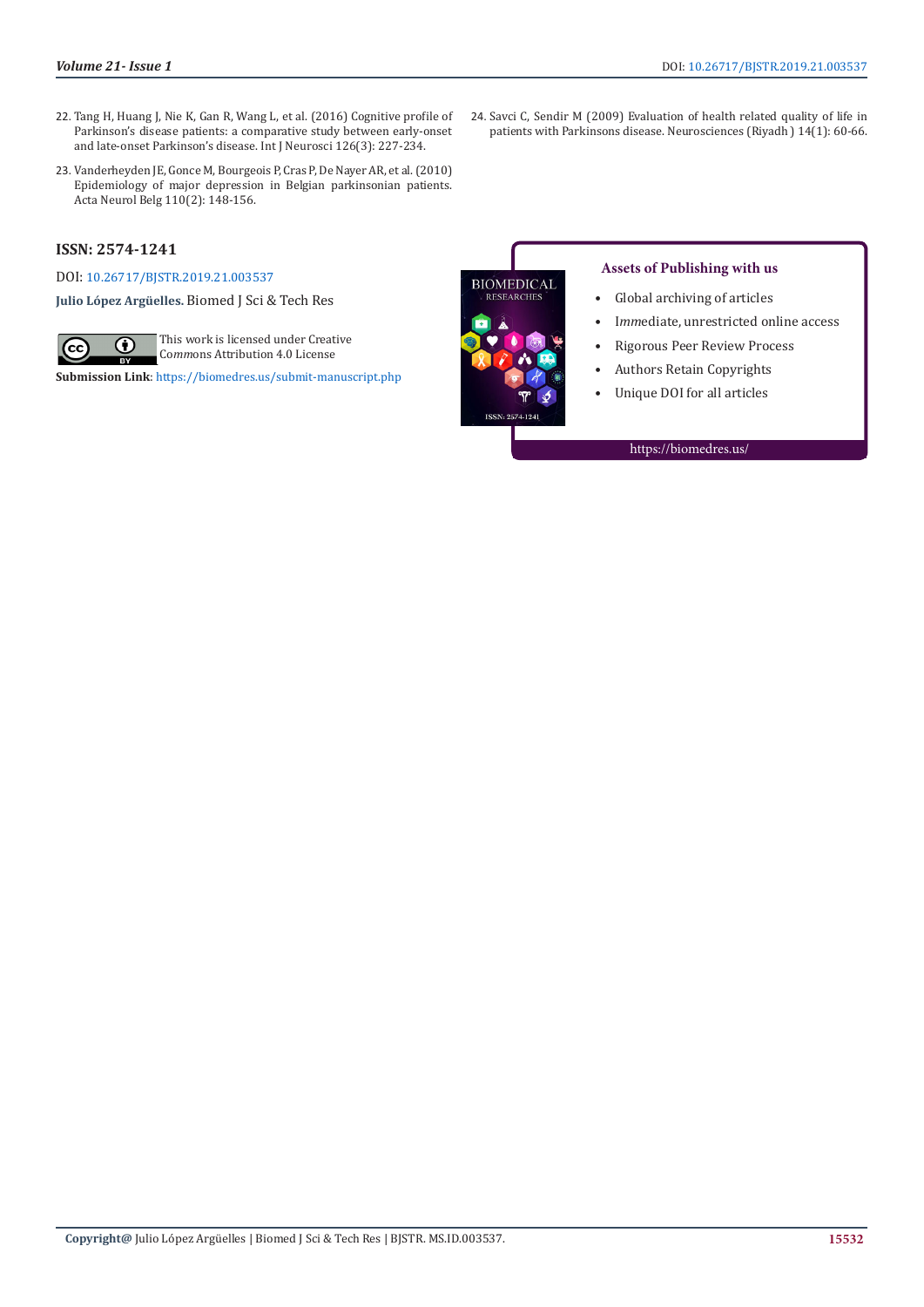22. Tang H, Huang J, Nie K, Gan R, Wang L, et al. (2016) Cognitive profile of Parkinson's disease patients: a comparative study between early-onset and late-onset Parkinson's disease. Int J Neurosci 126(3): 227-234.
23. Vanderheyden JE, Gonce M, Bourgeois P, Cras P, De Nayer AR, et al. (2010) Epidemiology of major depression in Belgian parkinsonian patients. Acta Neurol Belg 110(2): 148-156.
24. Savci C, Sendir M (2009) Evaluation of health related quality of life in patients with Parkinsons disease. Neurosciences (Riyadh) 14(1): 60-66.

**ISSN: 2574-1241**

DOI: 10.26717/BJSTR.2019.21.003537

**Julio López Argüelles.** Biomed J Sci & Tech Res

This work is licensed under Creative Commons Attribution 4.0 License

**Submission Link**: https://biomedres.us/submit-manuscript.php

BIOMEDICAL RESEARCHES

ISSN: 2574-1241

### Assets of Publishing with us

- Global archiving of articles
- Immediate, unrestricted online access
- Rigorous Peer Review Process
- Authors Retain Copyrights
- Unique DOI for all articles

https://biomedres.us/